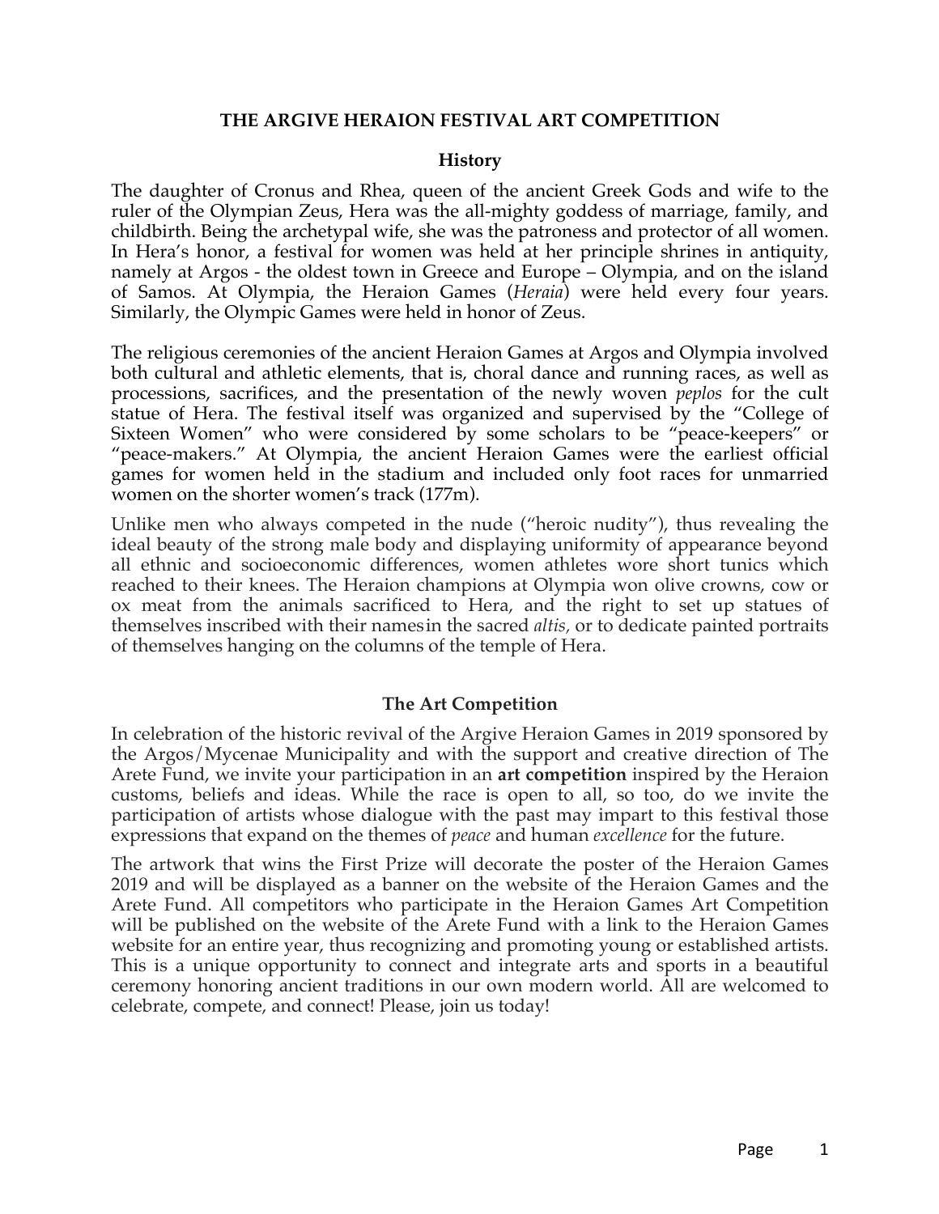# THE ARGIVE HERAION FESTIVAL ART COMPETITION

## History

The daughter of Cronus and Rhea, queen of the ancient Greek Gods and wife to the ruler of the Olympian Zeus, Hera was the all-mighty goddess of marriage, family, and childbirth. Being the archetypal wife, she was the patroness and protector of all women. In Hera's honor, a festival for women was held at her principle shrines in antiquity, namely at Argos - the oldest town in Greece and Europe – Olympia, and on the island of Samos. At Olympia, the Heraion Games (*Heraia*) were held every four years. Similarly, the Olympic Games were held in honor of Zeus.

The religious ceremonies of the ancient Heraion Games at Argos and Olympia involved both cultural and athletic elements, that is, choral dance and running races, as well as processions, sacrifices, and the presentation of the newly woven *peplos* for the cult statue of Hera. The festival itself was organized and supervised by the "College of Sixteen Women" who were considered by some scholars to be "peace-keepers" or "peace-makers." At Olympia, the ancient Heraion Games were the earliest official games for women held in the stadium and included only foot races for unmarried women on the shorter women's track (177m).

Unlike men who always competed in the nude ("heroic nudity"), thus revealing the ideal beauty of the strong male body and displaying uniformity of appearance beyond all ethnic and socioeconomic differences, women athletes wore short tunics which reached to their knees. The Heraion champions at Olympia won olive crowns, cow or ox meat from the animals sacrificed to Hera, and the right to set up statues of themselves inscribed with their names in the sacred *altis,* or to dedicate painted portraits of themselves hanging on the columns of the temple of Hera.

## The Art Competition

In celebration of the historic revival of the Argive Heraion Games in 2019 sponsored by the Argos/Mycenae Municipality and with the support and creative direction of The Arete Fund, we invite your participation in an **art competition** inspired by the Heraion customs, beliefs and ideas. While the race is open to all, so too, do we invite the participation of artists whose dialogue with the past may impart to this festival those expressions that expand on the themes of *peace* and human *excellence* for the future.

The artwork that wins the First Prize will decorate the poster of the Heraion Games 2019 and will be displayed as a banner on the website of the Heraion Games and the Arete Fund. All competitors who participate in the Heraion Games Art Competition will be published on the website of the Arete Fund with a link to the Heraion Games website for an entire year, thus recognizing and promoting young or established artists. This is a unique opportunity to connect and integrate arts and sports in a beautiful ceremony honoring ancient traditions in our own modern world. All are welcomed to celebrate, compete, and connect! Please, join us today!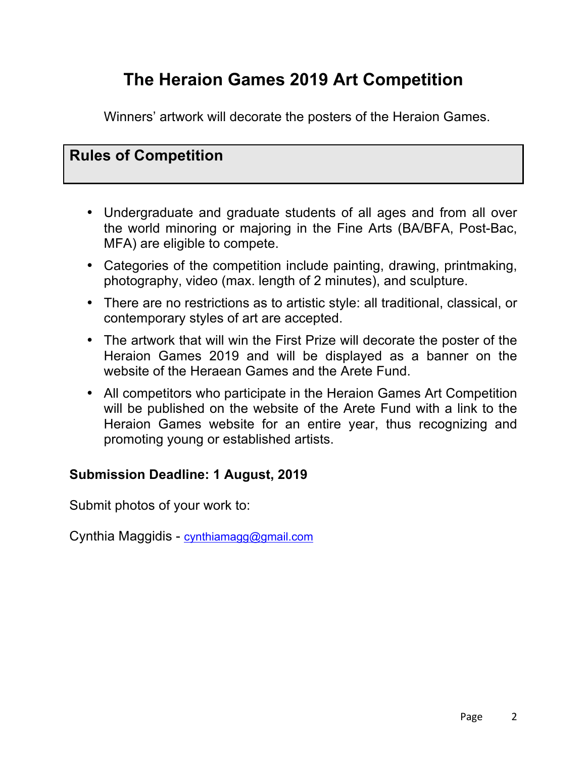# The Heraion Games 2019 Art Competition

Winners' artwork will decorate the posters of the Heraion Games.

## Rules of Competition

- Undergraduate and graduate students of all ages and from all over the world minoring or majoring in the Fine Arts (BA/BFA, Post-Bac, MFA) are eligible to compete.
- Categories of the competition include painting, drawing, printmaking, photography, video (max. length of 2 minutes), and sculpture.
- There are no restrictions as to artistic style: all traditional, classical, or contemporary styles of art are accepted.
- The artwork that will win the First Prize will decorate the poster of the Heraion Games 2019 and will be displayed as a banner on the website of the Heraean Games and the Arete Fund.
- All competitors who participate in the Heraion Games Art Competition will be published on the website of the Arete Fund with a link to the Heraion Games website for an entire year, thus recognizing and promoting young or established artists.

**Submission Deadline: 1 August, 2019**

Submit photos of your work to:

Cynthia Maggidis - cynthiamagg@gmail.com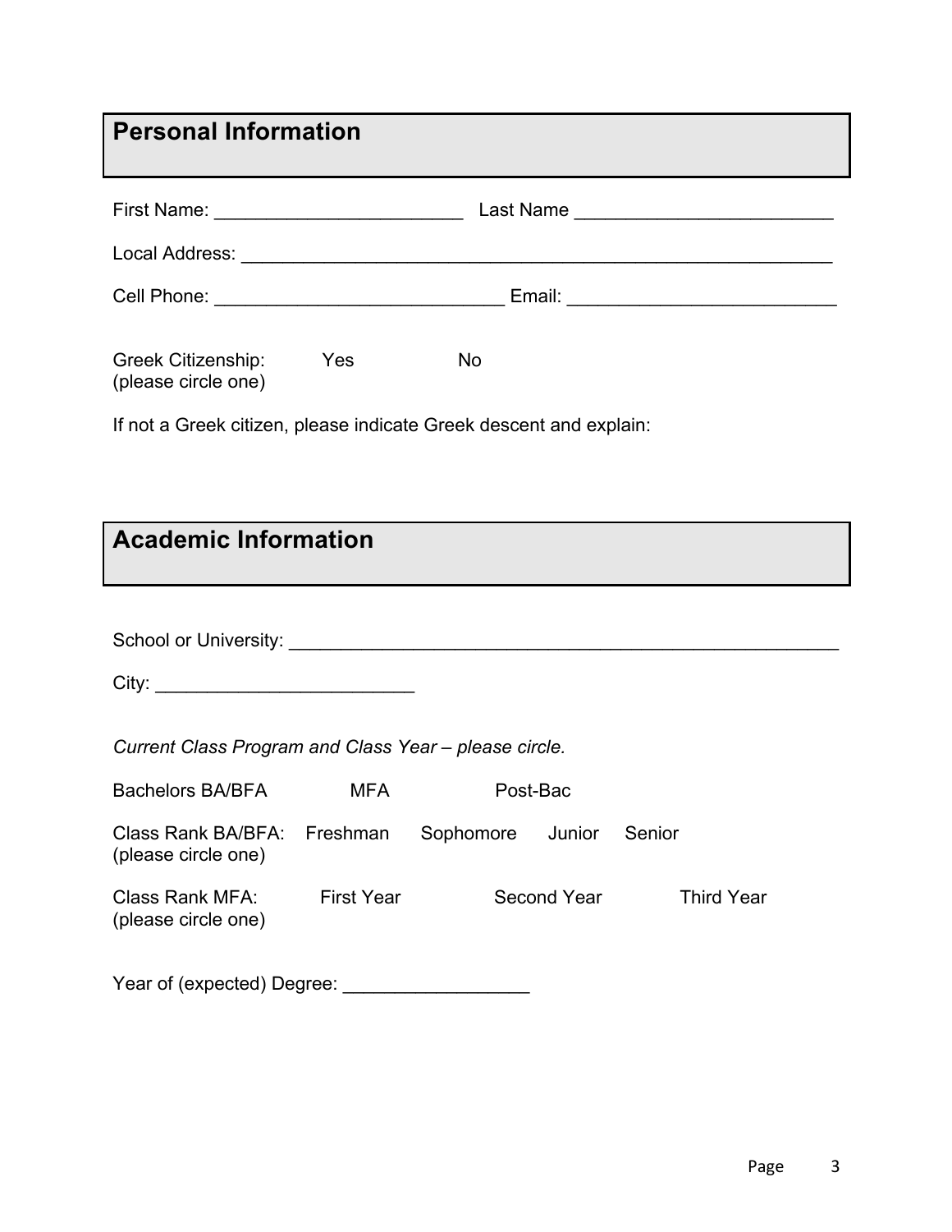## Personal Information

First Name: ________________________ Last Name ________________________

Local Address: ________________________________________________________

Cell Phone: ____________________________ Email: __________________________

Greek Citizenship: Yes No
(please circle one)

If not a Greek citizen, please indicate Greek descent and explain:

## Academic Information

School or University: ______________________________________________________

City: ________________________

*Current Class Program and Class Year – please circle.*

Bachelors BA/BFA MFA Post-Bac

Class Rank BA/BFA: Freshman Sophomore Junior Senior
(please circle one)

Class Rank MFA: First Year Second Year Third Year
(please circle one)

Year of (expected) Degree: __________________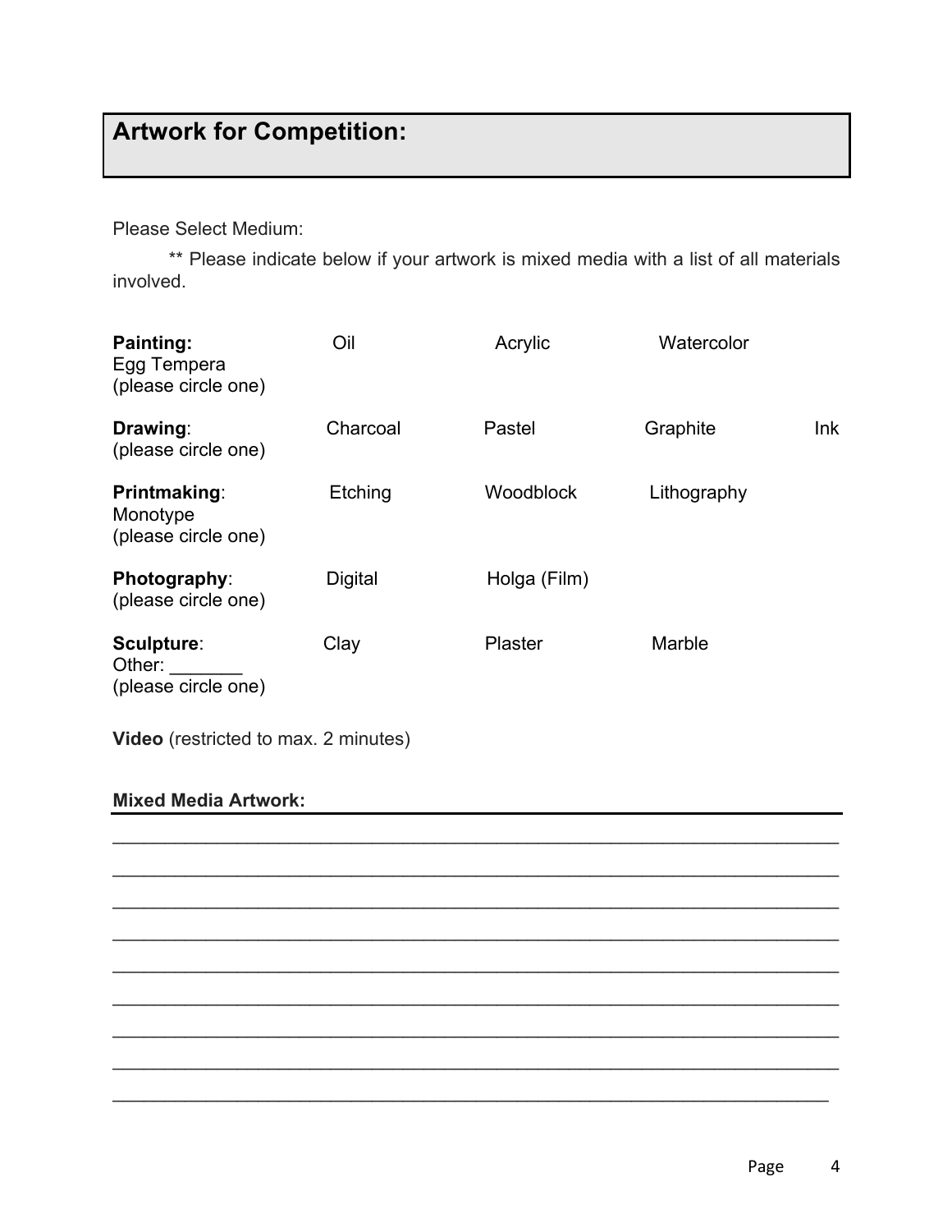## Artwork for Competition:

Please Select Medium:

** Please indicate below if your artwork is mixed media with a list of all materials involved.

**Painting:** Oil Acrylic Watercolor Egg Tempera
(please circle one)

**Drawing**: Charcoal Pastel Graphite Ink
(please circle one)

**Printmaking**: Etching Woodblock Lithography Monotype
(please circle one)

**Photography**: Digital Holga (Film)
(please circle one)

**Sculpture**: Clay Plaster Marble Other: _______
(please circle one)

**Video** (restricted to max. 2 minutes)

**Mixed Media Artwork:**

_______________________________________________________________________

_______________________________________________________________________

_______________________________________________________________________

_______________________________________________________________________

_______________________________________________________________________

_______________________________________________________________________

_______________________________________________________________________

_______________________________________________________________________

_______________________________________________________________________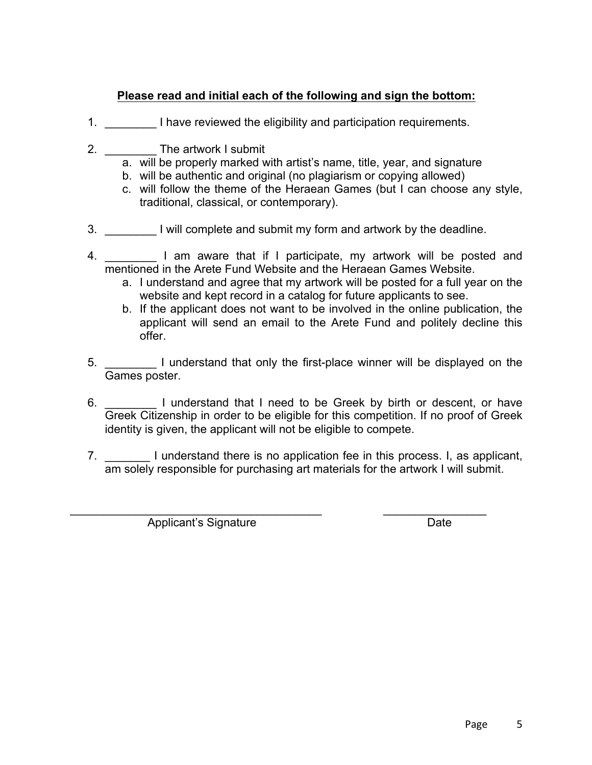**<u>Please read and initial each of the following and sign the bottom:</u>**

1. ________ I have reviewed the eligibility and participation requirements.

2. ________ The artwork I submit
   a. will be properly marked with artist's name, title, year, and signature
   b. will be authentic and original (no plagiarism or copying allowed)
   c. will follow the theme of the Heraean Games (but I can choose any style, traditional, classical, or contemporary).

3. ________ I will complete and submit my form and artwork by the deadline.

4. ________ I am aware that if I participate, my artwork will be posted and mentioned in the Arete Fund Website and the Heraean Games Website.
   a. I understand and agree that my artwork will be posted for a full year on the website and kept record in a catalog for future applicants to see.
   b. If the applicant does not want to be involved in the online publication, the applicant will send an email to the Arete Fund and politely decline this offer.

5. ________ I understand that only the first-place winner will be displayed on the Games poster.

6. ________ I understand that I need to be Greek by birth or descent, or have Greek Citizenship in order to be eligible for this competition. If no proof of Greek identity is given, the applicant will not be eligible to compete.

7. _______ I understand there is no application fee in this process. I, as applicant, am solely responsible for purchasing art materials for the artwork I will submit.

_________________________________________ ________________
Applicant's Signature Date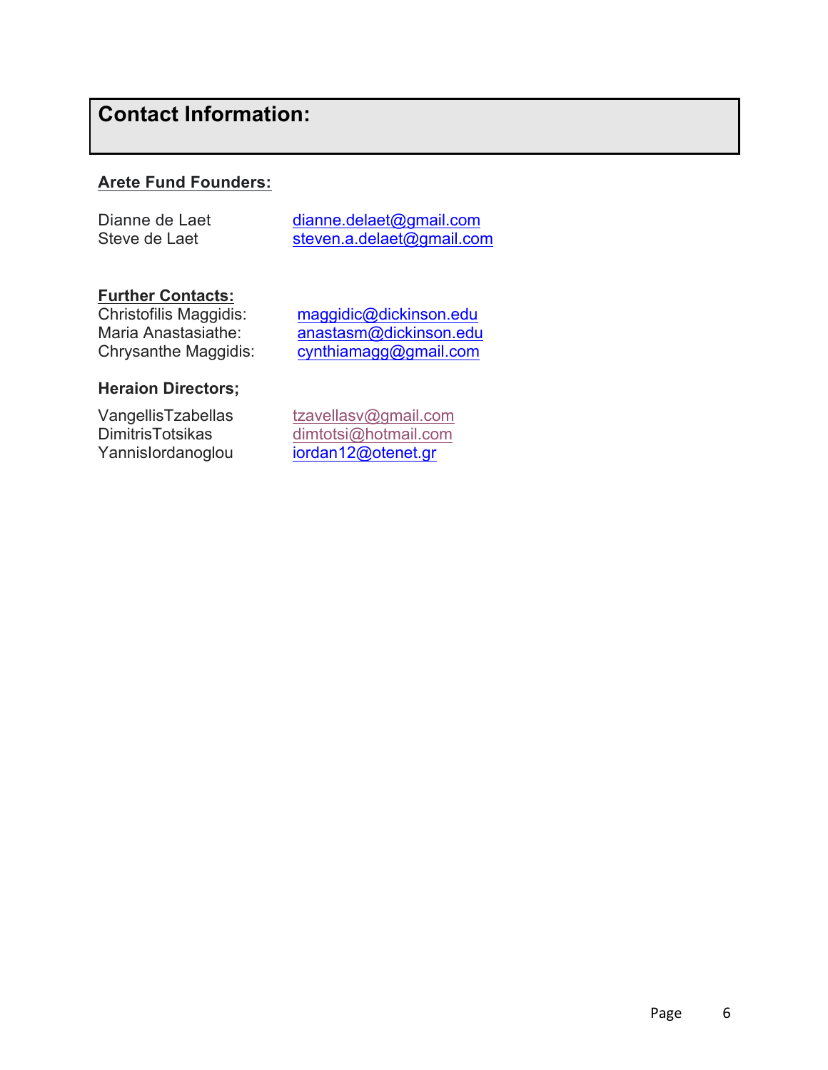## Contact Information:

**Arete Fund Founders:**

| | |
|---|---|
| Dianne de Laet | dianne.delaet@gmail.com |
| Steve de Laet | steven.a.delaet@gmail.com |

**Further Contacts:**

| | |
|---|---|
| Christofilis Maggidis: | maggidic@dickinson.edu |
| Maria Anastasiathe: | anastasm@dickinson.edu |
| Chrysanthe Maggidis: | cynthiamagg@gmail.com |

**Heraion Directors;**

| | |
|---|---|
| VangellisTzabellas | tzavellasv@gmail.com |
| DimitrisTotsikas | dimtotsi@hotmail.com |
| YannisIordanoglou | iordan12@otenet.gr |